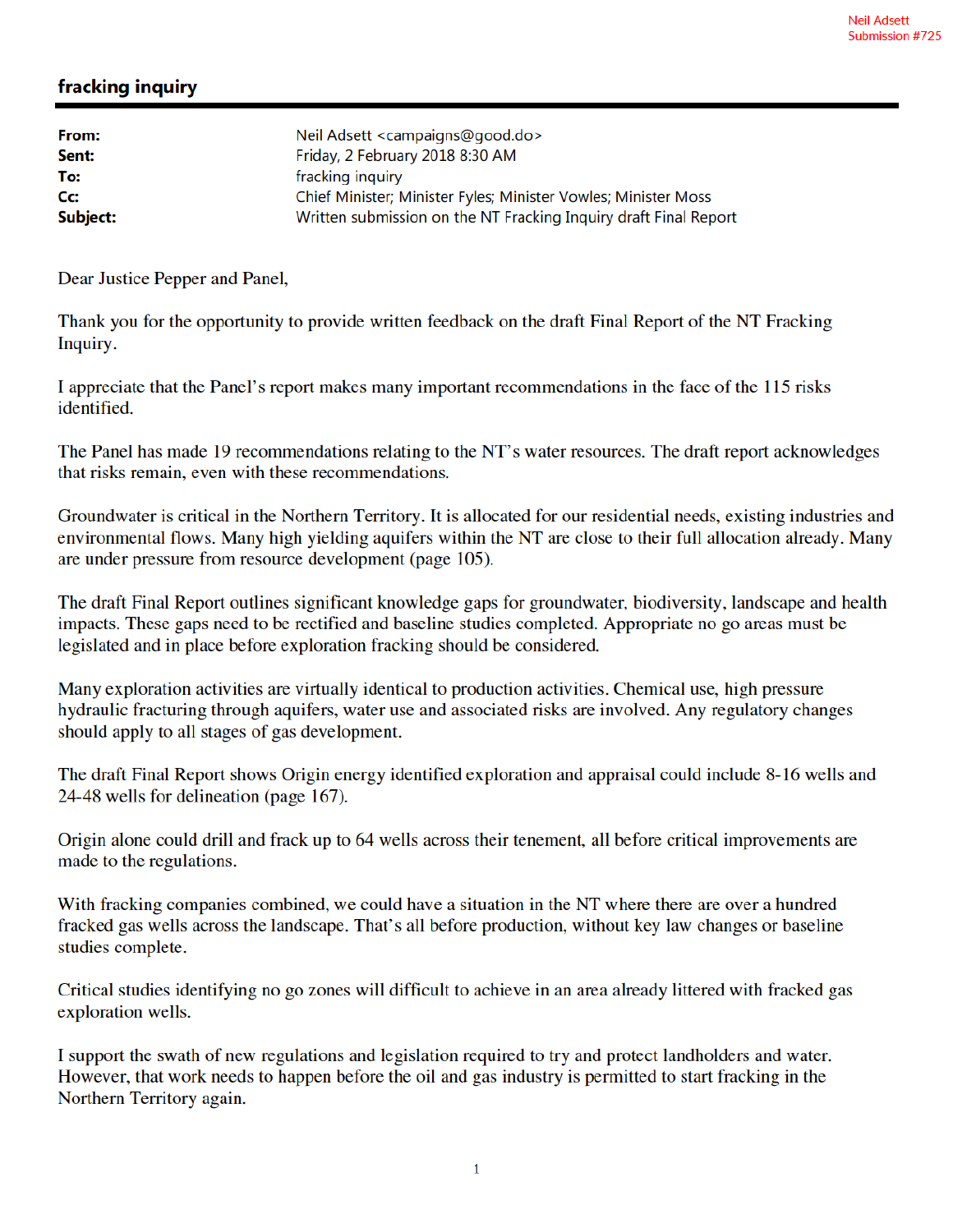Neil Adsett
Submission #725

## fracking inquiry

**From:** Neil Adsett <campaigns@good.do>
**Sent:** Friday, 2 February 2018 8:30 AM
**To:** fracking inquiry
**Cc:** Chief Minister; Minister Fyles; Minister Vowles; Minister Moss
**Subject:** Written submission on the NT Fracking Inquiry draft Final Report

Dear Justice Pepper and Panel,

Thank you for the opportunity to provide written feedback on the draft Final Report of the NT Fracking Inquiry.

I appreciate that the Panel's report makes many important recommendations in the face of the 115 risks identified.

The Panel has made 19 recommendations relating to the NT's water resources. The draft report acknowledges that risks remain, even with these recommendations.

Groundwater is critical in the Northern Territory. It is allocated for our residential needs, existing industries and environmental flows. Many high yielding aquifers within the NT are close to their full allocation already. Many are under pressure from resource development (page 105).

The draft Final Report outlines significant knowledge gaps for groundwater, biodiversity, landscape and health impacts. These gaps need to be rectified and baseline studies completed. Appropriate no go areas must be legislated and in place before exploration fracking should be considered.

Many exploration activities are virtually identical to production activities. Chemical use, high pressure hydraulic fracturing through aquifers, water use and associated risks are involved. Any regulatory changes should apply to all stages of gas development.

The draft Final Report shows Origin energy identified exploration and appraisal could include 8-16 wells and 24-48 wells for delineation (page 167).

Origin alone could drill and frack up to 64 wells across their tenement, all before critical improvements are made to the regulations.

With fracking companies combined, we could have a situation in the NT where there are over a hundred fracked gas wells across the landscape. That's all before production, without key law changes or baseline studies complete.

Critical studies identifying no go zones will difficult to achieve in an area already littered with fracked gas exploration wells.

I support the swath of new regulations and legislation required to try and protect landholders and water. However, that work needs to happen before the oil and gas industry is permitted to start fracking in the Northern Territory again.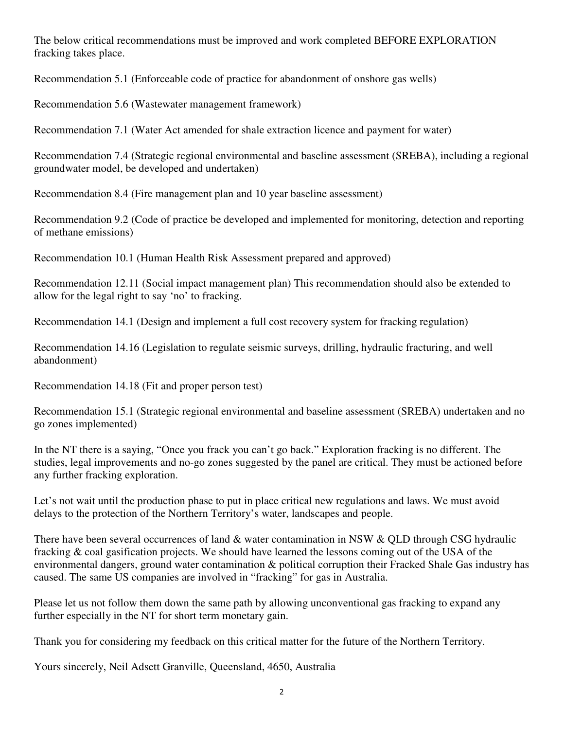The below critical recommendations must be improved and work completed BEFORE EXPLORATION fracking takes place.

Recommendation 5.1 (Enforceable code of practice for abandonment of onshore gas wells)

Recommendation 5.6 (Wastewater management framework)

Recommendation 7.1 (Water Act amended for shale extraction licence and payment for water)

Recommendation 7.4 (Strategic regional environmental and baseline assessment (SREBA), including a regional groundwater model, be developed and undertaken)

Recommendation 8.4 (Fire management plan and 10 year baseline assessment)

Recommendation 9.2 (Code of practice be developed and implemented for monitoring, detection and reporting of methane emissions)

Recommendation 10.1 (Human Health Risk Assessment prepared and approved)

Recommendation 12.11 (Social impact management plan) This recommendation should also be extended to allow for the legal right to say 'no' to fracking.

Recommendation 14.1 (Design and implement a full cost recovery system for fracking regulation)

Recommendation 14.16 (Legislation to regulate seismic surveys, drilling, hydraulic fracturing, and well abandonment)

Recommendation 14.18 (Fit and proper person test)

Recommendation 15.1 (Strategic regional environmental and baseline assessment (SREBA) undertaken and no go zones implemented)

In the NT there is a saying, "Once you frack you can't go back." Exploration fracking is no different. The studies, legal improvements and no-go zones suggested by the panel are critical. They must be actioned before any further fracking exploration.

Let's not wait until the production phase to put in place critical new regulations and laws. We must avoid delays to the protection of the Northern Territory's water, landscapes and people.

There have been several occurrences of land & water contamination in NSW & QLD through CSG hydraulic fracking & coal gasification projects. We should have learned the lessons coming out of the USA of the environmental dangers, ground water contamination & political corruption their Fracked Shale Gas industry has caused. The same US companies are involved in "fracking" for gas in Australia.

Please let us not follow them down the same path by allowing unconventional gas fracking to expand any further especially in the NT for short term monetary gain.

Thank you for considering my feedback on this critical matter for the future of the Northern Territory.

Yours sincerely, Neil Adsett Granville, Queensland, 4650, Australia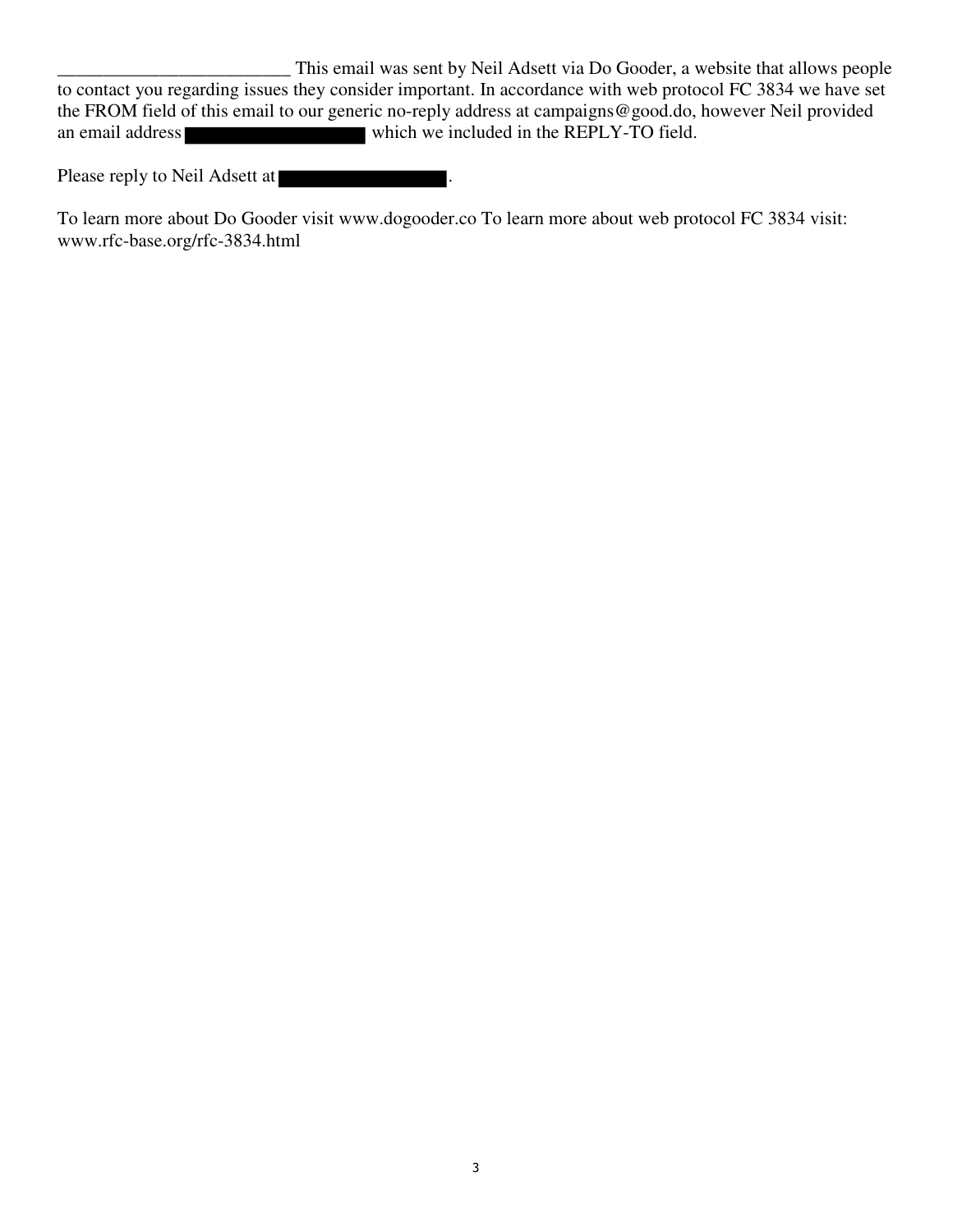_________________________ This email was sent by Neil Adsett via Do Gooder, a website that allows people to contact you regarding issues they consider important. In accordance with web protocol FC 3834 we have set the FROM field of this email to our generic no-reply address at campaigns@good.do, however Neil provided an email address [REDACTED] which we included in the REPLY-TO field.

Please reply to Neil Adsett at [REDACTED].

To learn more about Do Gooder visit www.dogooder.co To learn more about web protocol FC 3834 visit: www.rfc-base.org/rfc-3834.html